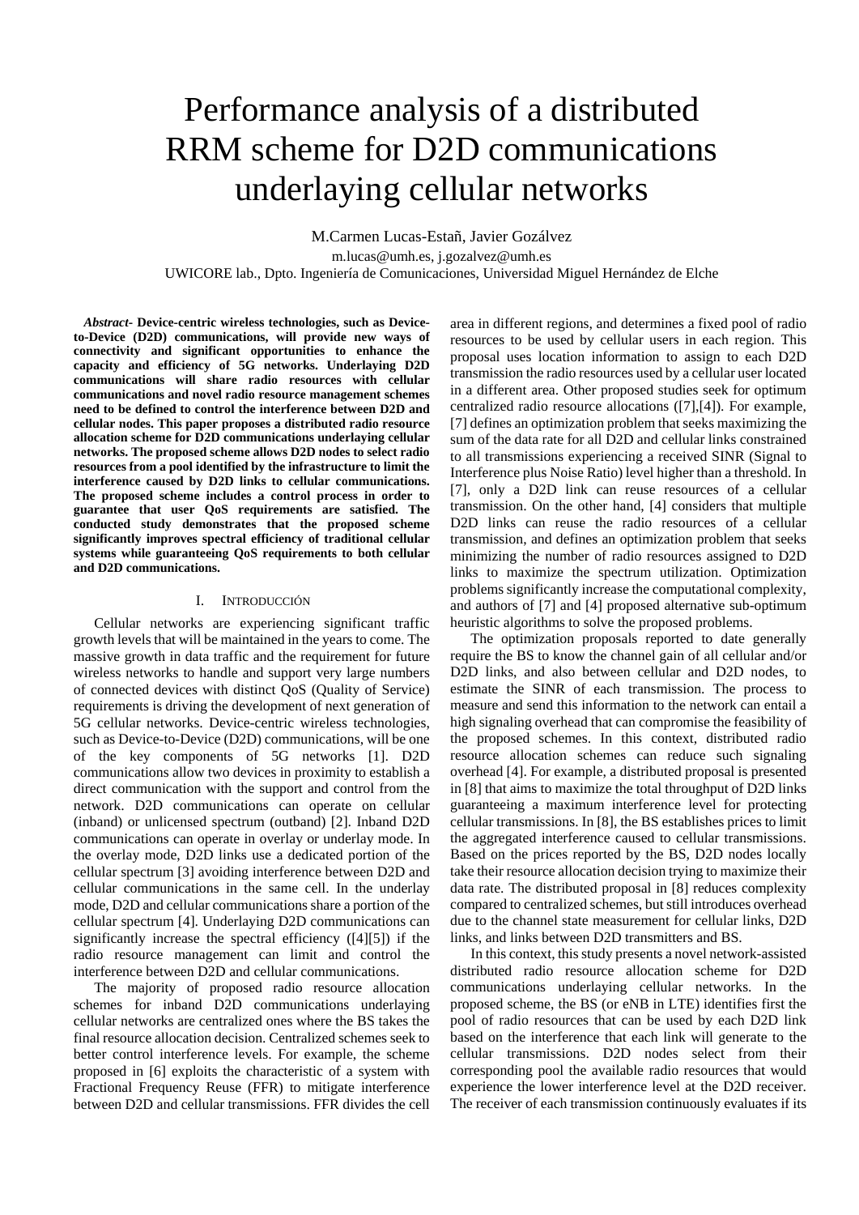# Performance analysis of a distributed RRM scheme for D2D communications underlaying cellular networks

M.Carmen Lucas-Estañ, Javier Gozálvez

m.lucas@umh.es, j.gozalvez@umh.es

UWICORE lab., Dpto. Ingeniería de Comunicaciones, Universidad Miguel Hernández de Elche

***Abstract*- Device-centric wireless technologies, such as Device-to-Device (D2D) communications, will provide new ways of connectivity and significant opportunities to enhance the capacity and efficiency of 5G networks. Underlaying D2D communications will share radio resources with cellular communications and novel radio resource management schemes need to be defined to control the interference between D2D and cellular nodes. This paper proposes a distributed radio resource allocation scheme for D2D communications underlaying cellular networks. The proposed scheme allows D2D nodes to select radio resources from a pool identified by the infrastructure to limit the interference caused by D2D links to cellular communications. The proposed scheme includes a control process in order to guarantee that user QoS requirements are satisfied. The conducted study demonstrates that the proposed scheme significantly improves spectral efficiency of traditional cellular systems while guaranteeing QoS requirements to both cellular and D2D communications.**

## I. Introducción

Cellular networks are experiencing significant traffic growth levels that will be maintained in the years to come. The massive growth in data traffic and the requirement for future wireless networks to handle and support very large numbers of connected devices with distinct QoS (Quality of Service) requirements is driving the development of next generation of 5G cellular networks. Device-centric wireless technologies, such as Device-to-Device (D2D) communications, will be one of the key components of 5G networks [1]. D2D communications allow two devices in proximity to establish a direct communication with the support and control from the network. D2D communications can operate on cellular (inband) or unlicensed spectrum (outband) [2]. Inband D2D communications can operate in overlay or underlay mode. In the overlay mode, D2D links use a dedicated portion of the cellular spectrum [3] avoiding interference between D2D and cellular communications in the same cell. In the underlay mode, D2D and cellular communications share a portion of the cellular spectrum [4]. Underlaying D2D communications can significantly increase the spectral efficiency ([4][5]) if the radio resource management can limit and control the interference between D2D and cellular communications.

The majority of proposed radio resource allocation schemes for inband D2D communications underlaying cellular networks are centralized ones where the BS takes the final resource allocation decision. Centralized schemes seek to better control interference levels. For example, the scheme proposed in [6] exploits the characteristic of a system with Fractional Frequency Reuse (FFR) to mitigate interference between D2D and cellular transmissions. FFR divides the cell area in different regions, and determines a fixed pool of radio resources to be used by cellular users in each region. This proposal uses location information to assign to each D2D transmission the radio resources used by a cellular user located in a different area. Other proposed studies seek for optimum centralized radio resource allocations ([7],[4]). For example, [7] defines an optimization problem that seeks maximizing the sum of the data rate for all D2D and cellular links constrained to all transmissions experiencing a received SINR (Signal to Interference plus Noise Ratio) level higher than a threshold. In [7], only a D2D link can reuse resources of a cellular transmission. On the other hand, [4] considers that multiple D2D links can reuse the radio resources of a cellular transmission, and defines an optimization problem that seeks minimizing the number of radio resources assigned to D2D links to maximize the spectrum utilization. Optimization problems significantly increase the computational complexity, and authors of [7] and [4] proposed alternative sub-optimum heuristic algorithms to solve the proposed problems.

The optimization proposals reported to date generally require the BS to know the channel gain of all cellular and/or D2D links, and also between cellular and D2D nodes, to estimate the SINR of each transmission. The process to measure and send this information to the network can entail a high signaling overhead that can compromise the feasibility of the proposed schemes. In this context, distributed radio resource allocation schemes can reduce such signaling overhead [4]. For example, a distributed proposal is presented in [8] that aims to maximize the total throughput of D2D links guaranteeing a maximum interference level for protecting cellular transmissions. In [8], the BS establishes prices to limit the aggregated interference caused to cellular transmissions. Based on the prices reported by the BS, D2D nodes locally take their resource allocation decision trying to maximize their data rate. The distributed proposal in [8] reduces complexity compared to centralized schemes, but still introduces overhead due to the channel state measurement for cellular links, D2D links, and links between D2D transmitters and BS.

In this context, this study presents a novel network-assisted distributed radio resource allocation scheme for D2D communications underlaying cellular networks. In the proposed scheme, the BS (or eNB in LTE) identifies first the pool of radio resources that can be used by each D2D link based on the interference that each link will generate to the cellular transmissions. D2D nodes select from their corresponding pool the available radio resources that would experience the lower interference level at the D2D receiver. The receiver of each transmission continuously evaluates if its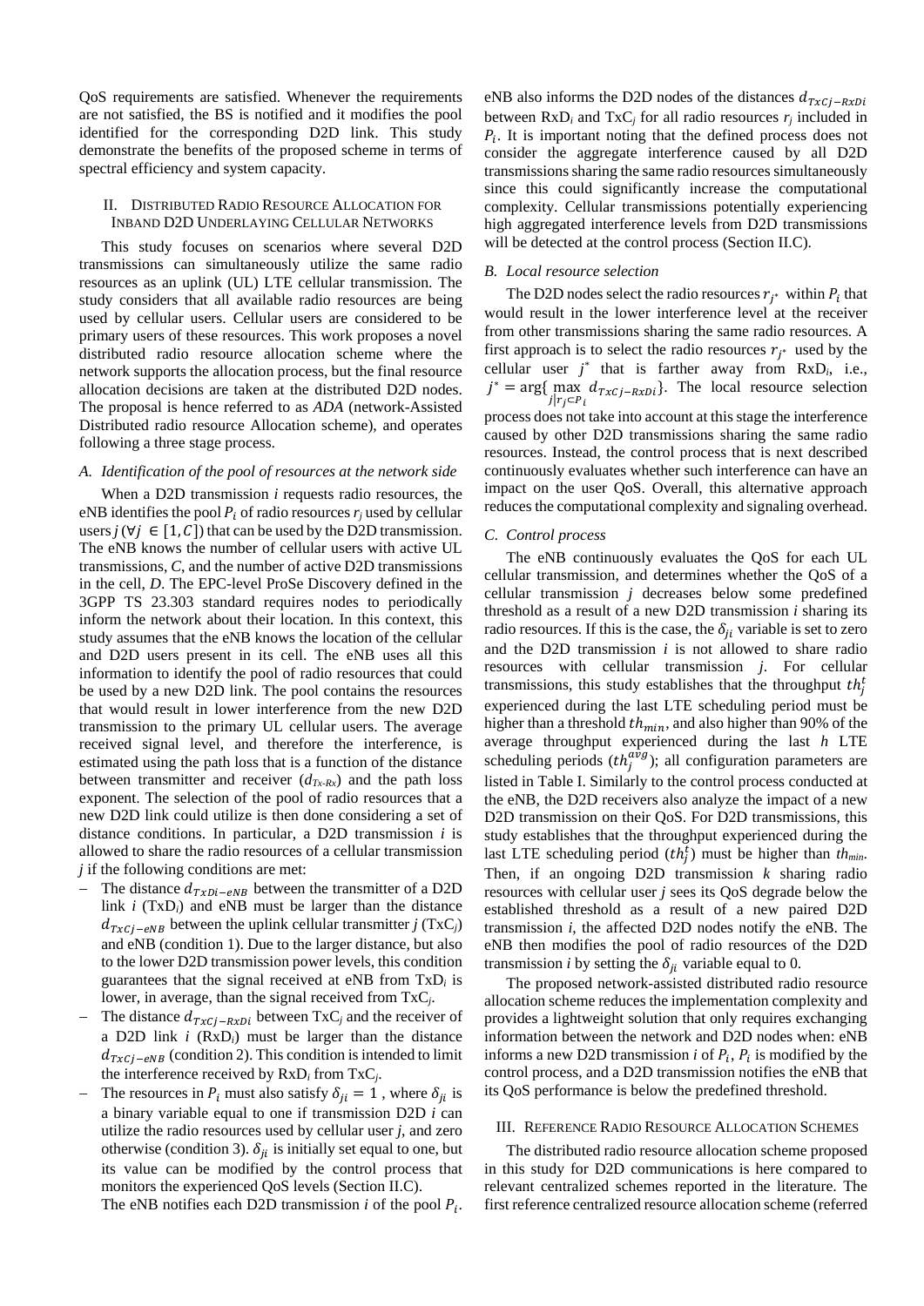QoS requirements are satisfied. Whenever the requirements are not satisfied, the BS is notified and it modifies the pool identified for the corresponding D2D link. This study demonstrate the benefits of the proposed scheme in terms of spectral efficiency and system capacity.

## II. Distributed Radio Resource Allocation for Inband D2D Underlaying Cellular Networks

This study focuses on scenarios where several D2D transmissions can simultaneously utilize the same radio resources as an uplink (UL) LTE cellular transmission. The study considers that all available radio resources are being used by cellular users. Cellular users are considered to be primary users of these resources. This work proposes a novel distributed radio resource allocation scheme where the network supports the allocation process, but the final resource allocation decisions are taken at the distributed D2D nodes. The proposal is hence referred to as *ADA* (network-Assisted Distributed radio resource Allocation scheme), and operates following a three stage process.

### *A. Identification of the pool of resources at the network side*

When a D2D transmission *i* requests radio resources, the eNB identifies the pool $P_i$ of radio resources $r_j$ used by cellular users $j$ ($\forall j \in [1, C]$) that can be used by the D2D transmission. The eNB knows the number of cellular users with active UL transmissions, *C*, and the number of active D2D transmissions in the cell, *D*. The EPC-level ProSe Discovery defined in the 3GPP TS 23.303 standard requires nodes to periodically inform the network about their location. In this context, this study assumes that the eNB knows the location of the cellular and D2D users present in its cell. The eNB uses all this information to identify the pool of radio resources that could be used by a new D2D link. The pool contains the resources that would result in lower interference from the new D2D transmission to the primary UL cellular users. The average received signal level, and therefore the interference, is estimated using the path loss that is a function of the distance between transmitter and receiver ($d_{Tx\text{-}Rx}$) and the path loss exponent. The selection of the pool of radio resources that a new D2D link could utilize is then done considering a set of distance conditions. In particular, a D2D transmission *i* is allowed to share the radio resources of a cellular transmission *j* if the following conditions are met:

- The distance $d_{TxDi-eNB}$ between the transmitter of a D2D link *i* ($\text{TxD}_i$) and eNB must be larger than the distance $d_{TxCj-eNB}$ between the uplink cellular transmitter *j* ($\text{TxC}_j$) and eNB (condition 1). Due to the larger distance, but also to the lower D2D transmission power levels, this condition guarantees that the signal received at eNB from $\text{TxD}_i$ is lower, in average, than the signal received from $\text{TxC}_j$.
- The distance $d_{TxCj-RxDi}$ between $\text{TxC}_j$ and the receiver of a D2D link *i* ($\text{RxD}_i$) must be larger than the distance $d_{TxCj-eNB}$ (condition 2). This condition is intended to limit the interference received by $\text{RxD}_i$ from $\text{TxC}_j$.
- The resources in $P_i$ must also satisfy $\delta_{ji} = 1$, where $\delta_{ji}$ is a binary variable equal to one if transmission D2D *i* can utilize the radio resources used by cellular user *j*, and zero otherwise (condition 3). $\delta_{ji}$ is initially set equal to one, but its value can be modified by the control process that monitors the experienced QoS levels (Section II.C).

The eNB notifies each D2D transmission *i* of the pool $P_i$. eNB also informs the D2D nodes of the distances $d_{TxCj-RxDi}$ between $\text{RxD}_i$ and $\text{TxC}_j$ for all radio resources $r_j$ included in $P_i$. It is important noting that the defined process does not consider the aggregate interference caused by all D2D transmissions sharing the same radio resources simultaneously since this could significantly increase the computational complexity. Cellular transmissions potentially experiencing high aggregated interference levels from D2D transmissions will be detected at the control process (Section II.C).

### *B. Local resource selection*

The D2D nodes select the radio resources $r_{j^*}$ within $P_i$ that would result in the lower interference level at the receiver from other transmissions sharing the same radio resources. A first approach is to select the radio resources $r_{j^*}$ used by the cellular user $j^*$ that is farther away from $\text{RxD}_i$, i.e., $j^* = \arg\{\max_{j|r_j \subset P_i} d_{TxCj-RxDi}\}$. The local resource selection process does not take into account at this stage the interference caused by other D2D transmissions sharing the same radio resources. Instead, the control process that is next described continuously evaluates whether such interference can have an impact on the user QoS. Overall, this alternative approach reduces the computational complexity and signaling overhead.

### *C. Control process*

The eNB continuously evaluates the QoS for each UL cellular transmission, and determines whether the QoS of a cellular transmission *j* decreases below some predefined threshold as a result of a new D2D transmission *i* sharing its radio resources. If this is the case, the $\delta_{ji}$ variable is set to zero and the D2D transmission *i* is not allowed to share radio resources with cellular transmission *j*. For cellular transmissions, this study establishes that the throughput $th_j^t$ experienced during the last LTE scheduling period must be higher than a threshold $th_{min}$, and also higher than 90% of the average throughput experienced during the last *h* LTE scheduling periods ($th_j^{avg}$); all configuration parameters are listed in Table I. Similarly to the control process conducted at the eNB, the D2D receivers also analyze the impact of a new D2D transmission on their QoS. For D2D transmissions, this study establishes that the throughput experienced during the last LTE scheduling period ($th_j^t$) must be higher than $th_{min}$. Then, if an ongoing D2D transmission *k* sharing radio resources with cellular user *j* sees its QoS degrade below the established threshold as a result of a new paired D2D transmission *i*, the affected D2D nodes notify the eNB. The eNB then modifies the pool of radio resources of the D2D transmission *i* by setting the $\delta_{ji}$ variable equal to 0.

The proposed network-assisted distributed radio resource allocation scheme reduces the implementation complexity and provides a lightweight solution that only requires exchanging information between the network and D2D nodes when: eNB informs a new D2D transmission *i* of $P_i$, $P_i$ is modified by the control process, and a D2D transmission notifies the eNB that its QoS performance is below the predefined threshold.

## III. Reference Radio Resource Allocation Schemes

The distributed radio resource allocation scheme proposed in this study for D2D communications is here compared to relevant centralized schemes reported in the literature. The first reference centralized resource allocation scheme (referred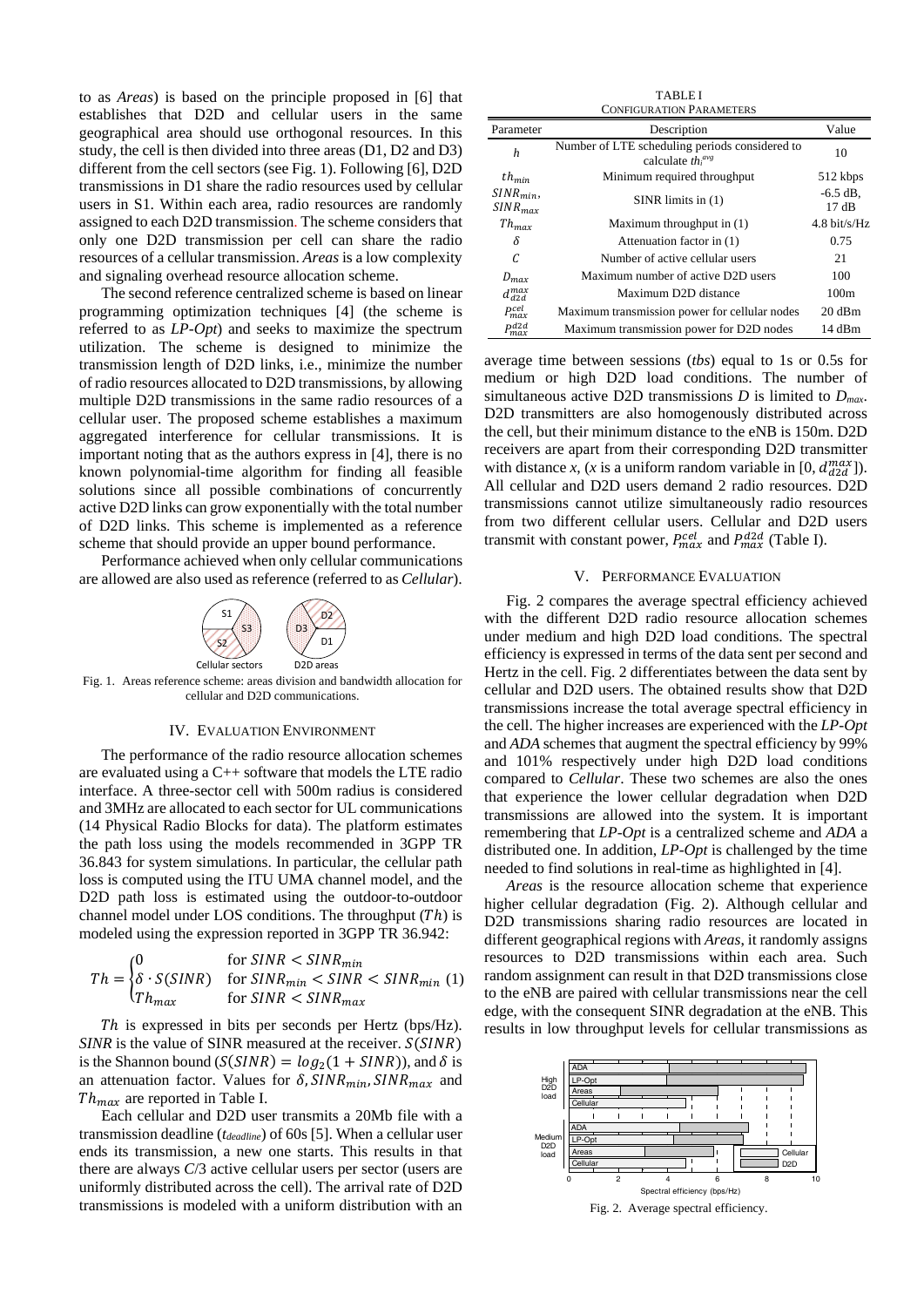to as *Areas*) is based on the principle proposed in [6] that establishes that D2D and cellular users in the same geographical area should use orthogonal resources. In this study, the cell is then divided into three areas (D1, D2 and D3) different from the cell sectors (see Fig. 1). Following [6], D2D transmissions in D1 share the radio resources used by cellular users in S1. Within each area, radio resources are randomly assigned to each D2D transmission. The scheme considers that only one D2D transmission per cell can share the radio resources of a cellular transmission. *Areas* is a low complexity and signaling overhead resource allocation scheme.

The second reference centralized scheme is based on linear programming optimization techniques [4] (the scheme is referred to as *LP-Opt*) and seeks to maximize the spectrum utilization. The scheme is designed to minimize the transmission length of D2D links, i.e., minimize the number of radio resources allocated to D2D transmissions, by allowing multiple D2D transmissions in the same radio resources of a cellular user. The proposed scheme establishes a maximum aggregated interference for cellular transmissions. It is important noting that as the authors express in [4], there is no known polynomial-time algorithm for finding all feasible solutions since all possible combinations of concurrently active D2D links can grow exponentially with the total number of D2D links. This scheme is implemented as a reference scheme that should provide an upper bound performance.

Performance achieved when only cellular communications are allowed are also used as reference (referred to as *Cellular*).

Fig. 1. Areas reference scheme: areas division and bandwidth allocation for cellular and D2D communications.

## IV. Evaluation Environment

The performance of the radio resource allocation schemes are evaluated using a C++ software that models the LTE radio interface. A three-sector cell with 500m radius is considered and 3MHz are allocated to each sector for UL communications (14 Physical Radio Blocks for data). The platform estimates the path loss using the models recommended in 3GPP TR 36.843 for system simulations. In particular, the cellular path loss is computed using the ITU UMA channel model, and the D2D path loss is estimated using the outdoor-to-outdoor channel model under LOS conditions. The throughput ($Th$) is modeled using the expression reported in 3GPP TR 36.942:

$$Th = \begin{cases} 0 & \text{for } SINR < SINR_{min} \\ \delta \cdot S(SINR) & \text{for } SINR_{min} < SINR < SINR_{min} \\ Th_{max} & \text{for } SINR < SINR_{max} \end{cases} \quad (1)$$

$Th$ is expressed in bits per seconds per Hertz (bps/Hz). *SINR* is the value of SINR measured at the receiver. $S(SINR)$ is the Shannon bound ($S(SINR) = log_2(1 + SINR)$), and $\delta$ is an attenuation factor. Values for $\delta, SINR_{min}, SINR_{max}$ and $Th_{max}$ are reported in Table I.

Each cellular and D2D user transmits a 20Mb file with a transmission deadline ($t_{deadline}$) of 60s [5]. When a cellular user ends its transmission, a new one starts. This results in that there are always *C*/3 active cellular users per sector (users are uniformly distributed across the cell). The arrival rate of D2D transmissions is modeled with a uniform distribution with an average time between sessions (*tbs*) equal to 1s or 0.5s for medium or high D2D load conditions. The number of simultaneous active D2D transmissions *D* is limited to $D_{max}$. D2D transmitters are also homogenously distributed across the cell, but their minimum distance to the eNB is 150m. D2D receivers are apart from their corresponding D2D transmitter with distance *x*, (*x* is a uniform random variable in [0, $d_{d2d}^{max}$]). All cellular and D2D users demand 2 radio resources. D2D transmissions cannot utilize simultaneously radio resources from two different cellular users. Cellular and D2D users transmit with constant power, $P_{max}^{cel}$ and $P_{max}^{d2d}$ (Table I).

TABLE I
Configuration Parameters

| Parameter | Description | Value |
|---|---|---|
| $h$ | Number of LTE scheduling periods considered to calculate $th_i^{avg}$ | 10 |
| $th_{min}$ | Minimum required throughput | 512 kbps |
| $SINR_{min}$, $SINR_{max}$ | SINR limits in (1) | -6.5 dB, 17 dB |
| $Th_{max}$ | Maximum throughput in (1) | 4.8 bit/s/Hz |
| $\delta$ | Attenuation factor in (1) | 0.75 |
| $C$ | Number of active cellular users | 21 |
| $D_{max}$ | Maximum number of active D2D users | 100 |
| $d_{d2d}^{max}$ | Maximum D2D distance | 100m |
| $P_{max}^{cel}$ | Maximum transmission power for cellular nodes | 20 dBm |
| $P_{max}^{d2d}$ | Maximum transmission power for D2D nodes | 14 dBm |

## V. Performance Evaluation

Fig. 2 compares the average spectral efficiency achieved with the different D2D radio resource allocation schemes under medium and high D2D load conditions. The spectral efficiency is expressed in terms of the data sent per second and Hertz in the cell. Fig. 2 differentiates between the data sent by cellular and D2D users. The obtained results show that D2D transmissions increase the total average spectral efficiency in the cell. The higher increases are experienced with the *LP-Opt* and *ADA* schemes that augment the spectral efficiency by 99% and 101% respectively under high D2D load conditions compared to *Cellular*. These two schemes are also the ones that experience the lower cellular degradation when D2D transmissions are allowed into the system. It is important remembering that *LP-Opt* is a centralized scheme and *ADA* a distributed one. In addition, *LP-Opt* is challenged by the time needed to find solutions in real-time as highlighted in [4].

*Areas* is the resource allocation scheme that experience higher cellular degradation (Fig. 2). Although cellular and D2D transmissions sharing radio resources are located in different geographical regions with *Areas*, it randomly assigns resources to D2D transmissions within each area. Such random assignment can result in that D2D transmissions close to the eNB are paired with cellular transmissions near the cell edge, with the consequent SINR degradation at the eNB. This results in low throughput levels for cellular transmissions as

Fig. 2. Average spectral efficiency.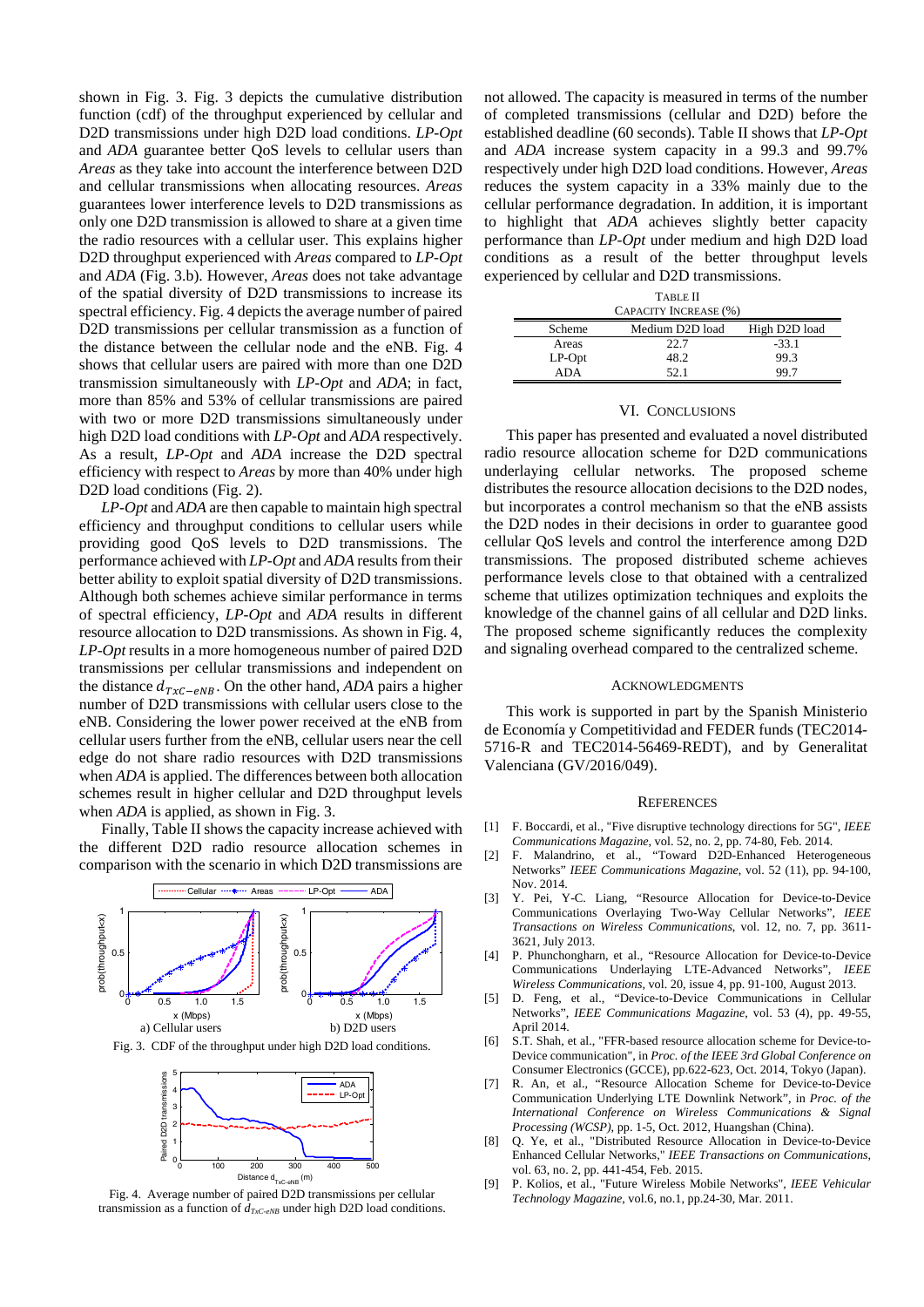shown in Fig. 3. Fig. 3 depicts the cumulative distribution function (cdf) of the throughput experienced by cellular and D2D transmissions under high D2D load conditions. *LP-Opt* and *ADA* guarantee better QoS levels to cellular users than *Areas* as they take into account the interference between D2D and cellular transmissions when allocating resources. *Areas* guarantees lower interference levels to D2D transmissions as only one D2D transmission is allowed to share at a given time the radio resources with a cellular user. This explains higher D2D throughput experienced with *Areas* compared to *LP-Opt* and *ADA* (Fig. 3.b). However, *Areas* does not take advantage of the spatial diversity of D2D transmissions to increase its spectral efficiency. Fig. 4 depicts the average number of paired D2D transmissions per cellular transmission as a function of the distance between the cellular node and the eNB. Fig. 4 shows that cellular users are paired with more than one D2D transmission simultaneously with *LP-Opt* and *ADA*; in fact, more than 85% and 53% of cellular transmissions are paired with two or more D2D transmissions simultaneously under high D2D load conditions with *LP-Opt* and *ADA* respectively. As a result, *LP-Opt* and *ADA* increase the D2D spectral efficiency with respect to *Areas* by more than 40% under high D2D load conditions (Fig. 2).

*LP-Opt* and *ADA* are then capable to maintain high spectral efficiency and throughput conditions to cellular users while providing good QoS levels to D2D transmissions. The performance achieved with *LP-Opt* and *ADA* results from their better ability to exploit spatial diversity of D2D transmissions. Although both schemes achieve similar performance in terms of spectral efficiency, *LP-Opt* and *ADA* results in different resource allocation to D2D transmissions. As shown in Fig. 4, *LP-Opt* results in a more homogeneous number of paired D2D transmissions per cellular transmissions and independent on the distance $d_{TxC-eNB}$. On the other hand, *ADA* pairs a higher number of D2D transmissions with cellular users close to the eNB. Considering the lower power received at the eNB from cellular users further from the eNB, cellular users near the cell edge do not share radio resources with D2D transmissions when *ADA* is applied. The differences between both allocation schemes result in higher cellular and D2D throughput levels when *ADA* is applied, as shown in Fig. 3.

Finally, Table II shows the capacity increase achieved with the different D2D radio resource allocation schemes in comparison with the scenario in which D2D transmissions are

Cellular   Areas   LP-Opt   ADA

prob(throughput<x)

1
0.5
0
0   0.5   1.0   1.5
x (Mbps)
a) Cellular users

prob(throughput<x)

1
0.5
0
0   0.5   1.0   1.5
x (Mbps)
b) D2D users

Fig. 3. CDF of the throughput under high D2D load conditions.

Paired D2D transmissions

5
4
3
2
1
0
0   100   200   300   400   500
Distance $d_{TxC-eNB}$ (m)

ADA
LP-Opt

Fig. 4. Average number of paired D2D transmissions per cellular transmission as a function of $d_{TxC-eNB}$ under high D2D load conditions.

not allowed. The capacity is measured in terms of the number of completed transmissions (cellular and D2D) before the established deadline (60 seconds). Table II shows that *LP-Opt* and *ADA* increase system capacity in a 99.3 and 99.7% respectively under high D2D load conditions. However, *Areas* reduces the system capacity in a 33% mainly due to the cellular performance degradation. In addition, it is important to highlight that *ADA* achieves slightly better capacity performance than *LP-Opt* under medium and high D2D load conditions as a result of the better throughput levels experienced by cellular and D2D transmissions.

TABLE II
CAPACITY INCREASE (%)

| Scheme | Medium D2D load | High D2D load |
|---|---|---|
| Areas | 22.7 | -33.1 |
| LP-Opt | 48.2 | 99.3 |
| ADA | 52.1 | 99.7 |

## VI. CONCLUSIONS

This paper has presented and evaluated a novel distributed radio resource allocation scheme for D2D communications underlaying cellular networks. The proposed scheme distributes the resource allocation decisions to the D2D nodes, but incorporates a control mechanism so that the eNB assists the D2D nodes in their decisions in order to guarantee good cellular QoS levels and control the interference among D2D transmissions. The proposed distributed scheme achieves performance levels close to that obtained with a centralized scheme that utilizes optimization techniques and exploits the knowledge of the channel gains of all cellular and D2D links. The proposed scheme significantly reduces the complexity and signaling overhead compared to the centralized scheme.

## ACKNOWLEDGMENTS

This work is supported in part by the Spanish Ministerio de Economía y Competitividad and FEDER funds (TEC2014-5716-R and TEC2014-56469-REDT), and by Generalitat Valenciana (GV/2016/049).

## REFERENCES

[1] F. Boccardi, et al., "Five disruptive technology directions for 5G", *IEEE Communications Magazine*, vol. 52, no. 2, pp. 74-80, Feb. 2014.

[2] F. Malandrino, et al., "Toward D2D-Enhanced Heterogeneous Networks" *IEEE Communications Magazine*, vol. 52 (11), pp. 94-100, Nov. 2014.

[3] Y. Pei, Y-C. Liang, "Resource Allocation for Device-to-Device Communications Overlaying Two-Way Cellular Networks", *IEEE Transactions on Wireless Communications*, vol. 12, no. 7, pp. 3611-3621, July 2013.

[4] P. Phunchongharn, et al., "Resource Allocation for Device-to-Device Communications Underlaying LTE-Advanced Networks", *IEEE Wireless Communications*, vol. 20, issue 4, pp. 91-100, August 2013.

[5] D. Feng, et al., "Device-to-Device Communications in Cellular Networks", *IEEE Communications Magazine*, vol. 53 (4), pp. 49-55, April 2014.

[6] S.T. Shah, et al., "FFR-based resource allocation scheme for Device-to-Device communication", in *Proc. of the IEEE 3rd Global Conference on* Consumer Electronics (GCCE), pp.622-623, Oct. 2014, Tokyo (Japan).

[7] R. An, et al., "Resource Allocation Scheme for Device-to-Device Communication Underlying LTE Downlink Network", in *Proc. of the International Conference on Wireless Communications & Signal Processing (WCSP)*, pp. 1-5, Oct. 2012, Huangshan (China).

[8] Q. Ye, et al., "Distributed Resource Allocation in Device-to-Device Enhanced Cellular Networks," *IEEE Transactions on Communications*, vol. 63, no. 2, pp. 441-454, Feb. 2015.

[9] P. Kolios, et al., "Future Wireless Mobile Networks", *IEEE Vehicular Technology Magazine*, vol.6, no.1, pp.24-30, Mar. 2011.